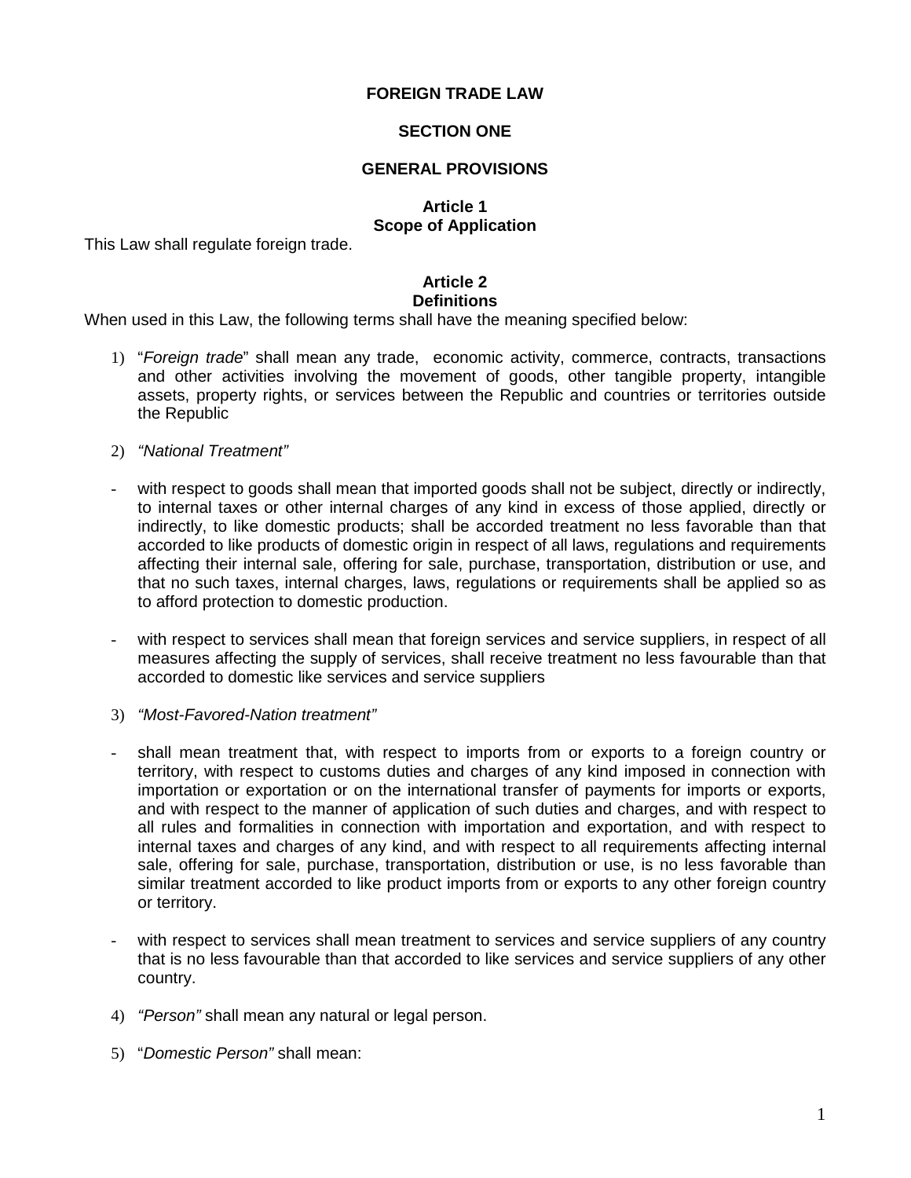# FOREIGN TRADE LAW

## SECTION ONE

## GENERAL PROVISIONS

### Article 1
### Scope of Application

This Law shall regulate foreign trade.

### Article 2
### Definitions

When used in this Law, the following terms shall have the meaning specified below:

1) "*Foreign trade*" shall mean any trade, economic activity, commerce, contracts, transactions and other activities involving the movement of goods, other tangible property, intangible assets, property rights, or services between the Republic and countries or territories outside the Republic

2) *"National Treatment"*

- with respect to goods shall mean that imported goods shall not be subject, directly or indirectly, to internal taxes or other internal charges of any kind in excess of those applied, directly or indirectly, to like domestic products; shall be accorded treatment no less favorable than that accorded to like products of domestic origin in respect of all laws, regulations and requirements affecting their internal sale, offering for sale, purchase, transportation, distribution or use, and that no such taxes, internal charges, laws, regulations or requirements shall be applied so as to afford protection to domestic production.

- with respect to services shall mean that foreign services and service suppliers, in respect of all measures affecting the supply of services, shall receive treatment no less favourable than that accorded to domestic like services and service suppliers

3) *"Most-Favored-Nation treatment"*

- shall mean treatment that, with respect to imports from or exports to a foreign country or territory, with respect to customs duties and charges of any kind imposed in connection with importation or exportation or on the international transfer of payments for imports or exports, and with respect to the manner of application of such duties and charges, and with respect to all rules and formalities in connection with importation and exportation, and with respect to internal taxes and charges of any kind, and with respect to all requirements affecting internal sale, offering for sale, purchase, transportation, distribution or use, is no less favorable than similar treatment accorded to like product imports from or exports to any other foreign country or territory.

- with respect to services shall mean treatment to services and service suppliers of any country that is no less favourable than that accorded to like services and service suppliers of any other country.

4) *"Person"* shall mean any natural or legal person.

5) "*Domestic Person"* shall mean: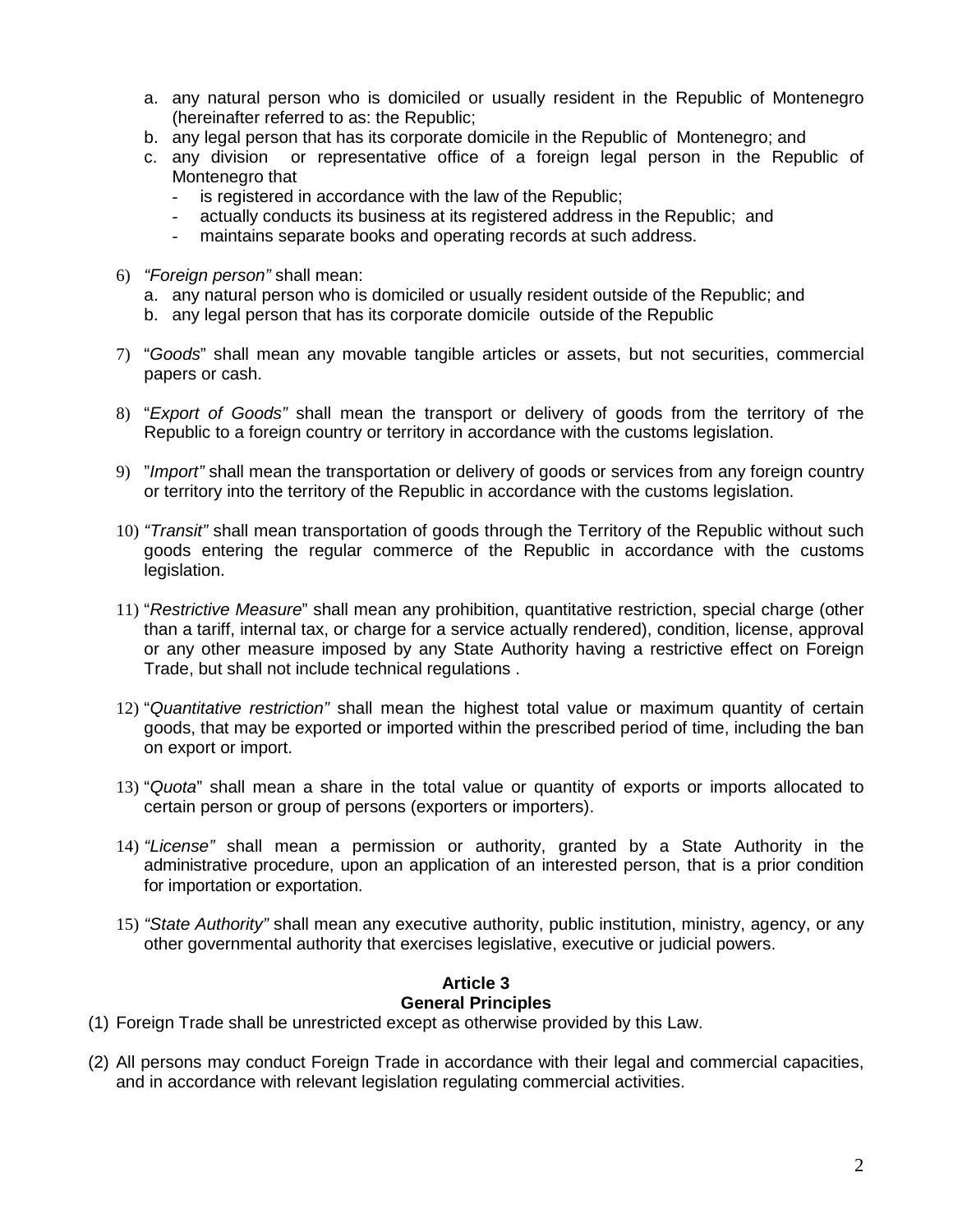a. any natural person who is domiciled or usually resident in the Republic of Montenegro (hereinafter referred to as: the Republic;
   b. any legal person that has its corporate domicile in the Republic of Montenegro; and
   c. any division or representative office of a foreign legal person in the Republic of Montenegro that
      - is registered in accordance with the law of the Republic;
      - actually conducts its business at its registered address in the Republic; and
      - maintains separate books and operating records at such address.

6) *"Foreign person"* shall mean:
   a. any natural person who is domiciled or usually resident outside of the Republic; and
   b. any legal person that has its corporate domicile outside of the Republic

7) "*Goods*" shall mean any movable tangible articles or assets, but not securities, commercial papers or cash.

8) "*Export of Goods"* shall mean the transport or delivery of goods from the territory of тhe Republic to a foreign country or territory in accordance with the customs legislation.

9) "*Import"* shall mean the transportation or delivery of goods or services from any foreign country or territory into the territory of the Republic in accordance with the customs legislation.

10) *"Transit"* shall mean transportation of goods through the Territory of the Republic without such goods entering the regular commerce of the Republic in accordance with the customs legislation.

11) "*Restrictive Measure*" shall mean any prohibition, quantitative restriction, special charge (other than a tariff, internal tax, or charge for a service actually rendered), condition, license, approval or any other measure imposed by any State Authority having a restrictive effect on Foreign Trade, but shall not include technical regulations .

12) "*Quantitative restriction"* shall mean the highest total value or maximum quantity of certain goods, that may be exported or imported within the prescribed period of time, including the ban on export or import.

13) "*Quota*" shall mean a share in the total value or quantity of exports or imports allocated to certain person or group of persons (exporters or importers).

14) *"License"* shall mean a permission or authority, granted by a State Authority in the administrative procedure, upon an application of an interested person, that is a prior condition for importation or exportation.

15) *"State Authority"* shall mean any executive authority, public institution, ministry, agency, or any other governmental authority that exercises legislative, executive or judicial powers.

### Article 3
### General Principles

(1) Foreign Trade shall be unrestricted except as otherwise provided by this Law.

(2) All persons may conduct Foreign Trade in accordance with their legal and commercial capacities, and in accordance with relevant legislation regulating commercial activities.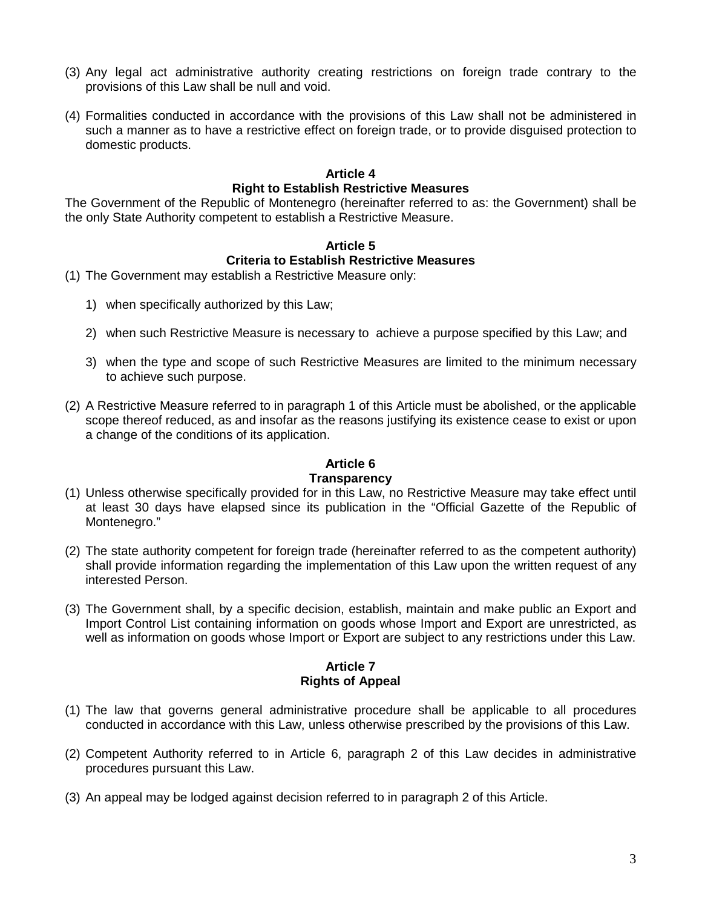(3) Any legal act administrative authority creating restrictions on foreign trade contrary to the provisions of this Law shall be null and void.

(4) Formalities conducted in accordance with the provisions of this Law shall not be administered in such a manner as to have a restrictive effect on foreign trade, or to provide disguised protection to domestic products.

### Article 4
### Right to Establish Restrictive Measures

The Government of the Republic of Montenegro (hereinafter referred to as: the Government) shall be the only State Authority competent to establish a Restrictive Measure.

### Article 5
### Criteria to Establish Restrictive Measures

(1) The Government may establish a Restrictive Measure only:

1) when specifically authorized by this Law;

2) when such Restrictive Measure is necessary to achieve a purpose specified by this Law; and

3) when the type and scope of such Restrictive Measures are limited to the minimum necessary to achieve such purpose.

(2) A Restrictive Measure referred to in paragraph 1 of this Article must be abolished, or the applicable scope thereof reduced, as and insofar as the reasons justifying its existence cease to exist or upon a change of the conditions of its application.

### Article 6
### Transparency

(1) Unless otherwise specifically provided for in this Law, no Restrictive Measure may take effect until at least 30 days have elapsed since its publication in the "Official Gazette of the Republic of Montenegro."

(2) The state authority competent for foreign trade (hereinafter referred to as the competent authority) shall provide information regarding the implementation of this Law upon the written request of any interested Person.

(3) The Government shall, by a specific decision, establish, maintain and make public an Export and Import Control List containing information on goods whose Import and Export are unrestricted, as well as information on goods whose Import or Export are subject to any restrictions under this Law.

### Article 7
### Rights of Appeal

(1) The law that governs general administrative procedure shall be applicable to all procedures conducted in accordance with this Law, unless otherwise prescribed by the provisions of this Law.

(2) Competent Authority referred to in Article 6, paragraph 2 of this Law decides in administrative procedures pursuant this Law.

(3) An appeal may be lodged against decision referred to in paragraph 2 of this Article.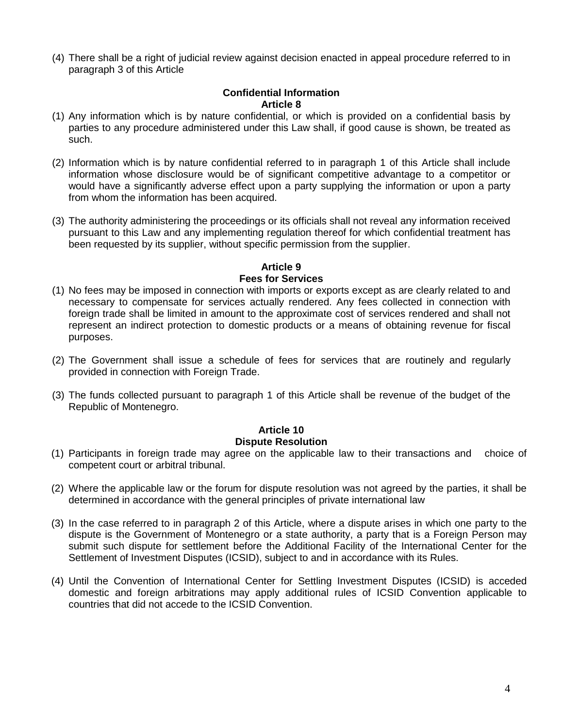(4) There shall be a right of judicial review against decision enacted in appeal procedure referred to in paragraph 3 of this Article

**Confidential Information**
**Article 8**

(1) Any information which is by nature confidential, or which is provided on a confidential basis by parties to any procedure administered under this Law shall, if good cause is shown, be treated as such.

(2) Information which is by nature confidential referred to in paragraph 1 of this Article shall include information whose disclosure would be of significant competitive advantage to a competitor or would have a significantly adverse effect upon a party supplying the information or upon a party from whom the information has been acquired.

(3) The authority administering the proceedings or its officials shall not reveal any information received pursuant to this Law and any implementing regulation thereof for which confidential treatment has been requested by its supplier, without specific permission from the supplier.

**Article 9**
**Fees for Services**

(1) No fees may be imposed in connection with imports or exports except as are clearly related to and necessary to compensate for services actually rendered. Any fees collected in connection with foreign trade shall be limited in amount to the approximate cost of services rendered and shall not represent an indirect protection to domestic products or a means of obtaining revenue for fiscal purposes.

(2) The Government shall issue a schedule of fees for services that are routinely and regularly provided in connection with Foreign Trade.

(3) The funds collected pursuant to paragraph 1 of this Article shall be revenue of the budget of the Republic of Montenegro.

**Article 10**
**Dispute Resolution**

(1) Participants in foreign trade may agree on the applicable law to their transactions and choice of competent court or arbitral tribunal.

(2) Where the applicable law or the forum for dispute resolution was not agreed by the parties, it shall be determined in accordance with the general principles of private international law

(3) In the case referred to in paragraph 2 of this Article, where a dispute arises in which one party to the dispute is the Government of Montenegro or a state authority, a party that is a Foreign Person may submit such dispute for settlement before the Additional Facility of the International Center for the Settlement of Investment Disputes (ICSID), subject to and in accordance with its Rules.

(4) Until the Convention of International Center for Settling Investment Disputes (ICSID) is acceded domestic and foreign arbitrations may apply additional rules of ICSID Convention applicable to countries that did not accede to the ICSID Convention.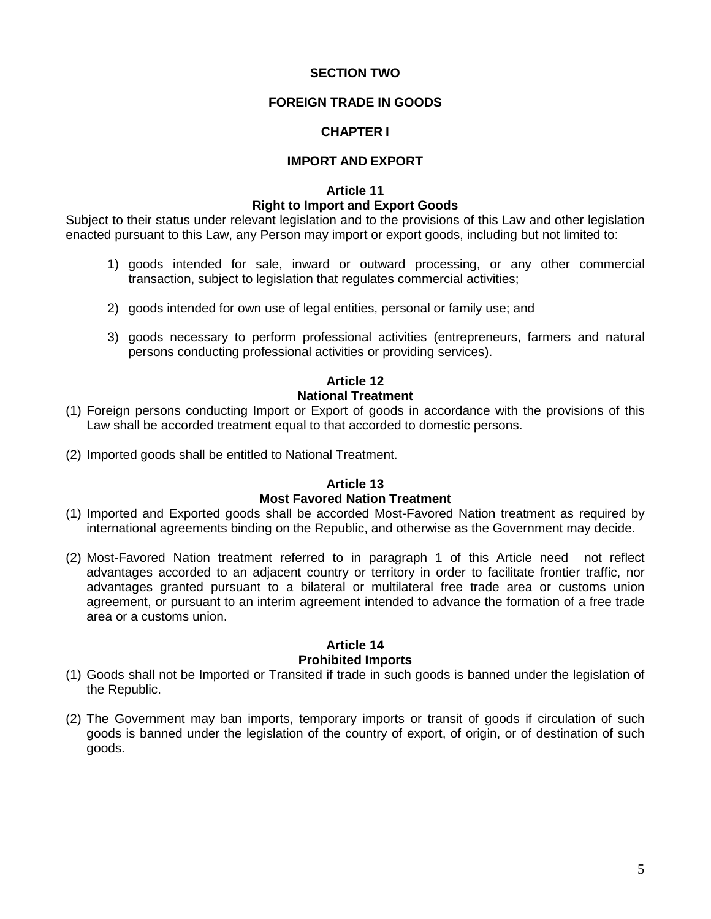## SECTION TWO

## FOREIGN TRADE IN GOODS

### CHAPTER I

### IMPORT AND EXPORT

#### Article 11
#### Right to Import and Export Goods

Subject to their status under relevant legislation and to the provisions of this Law and other legislation enacted pursuant to this Law, any Person may import or export goods, including but not limited to:

1) goods intended for sale, inward or outward processing, or any other commercial transaction, subject to legislation that regulates commercial activities;

2) goods intended for own use of legal entities, personal or family use; and

3) goods necessary to perform professional activities (entrepreneurs, farmers and natural persons conducting professional activities or providing services).

#### Article 12
#### National Treatment

(1) Foreign persons conducting Import or Export of goods in accordance with the provisions of this Law shall be accorded treatment equal to that accorded to domestic persons.

(2) Imported goods shall be entitled to National Treatment.

#### Article 13
#### Most Favored Nation Treatment

(1) Imported and Exported goods shall be accorded Most-Favored Nation treatment as required by international agreements binding on the Republic, and otherwise as the Government may decide.

(2) Most-Favored Nation treatment referred to in paragraph 1 of this Article need not reflect advantages accorded to an adjacent country or territory in order to facilitate frontier traffic, nor advantages granted pursuant to a bilateral or multilateral free trade area or customs union agreement, or pursuant to an interim agreement intended to advance the formation of a free trade area or a customs union.

#### Article 14
#### Prohibited Imports

(1) Goods shall not be Imported or Transited if trade in such goods is banned under the legislation of the Republic.

(2) The Government may ban imports, temporary imports or transit of goods if circulation of such goods is banned under the legislation of the country of export, of origin, or of destination of such goods.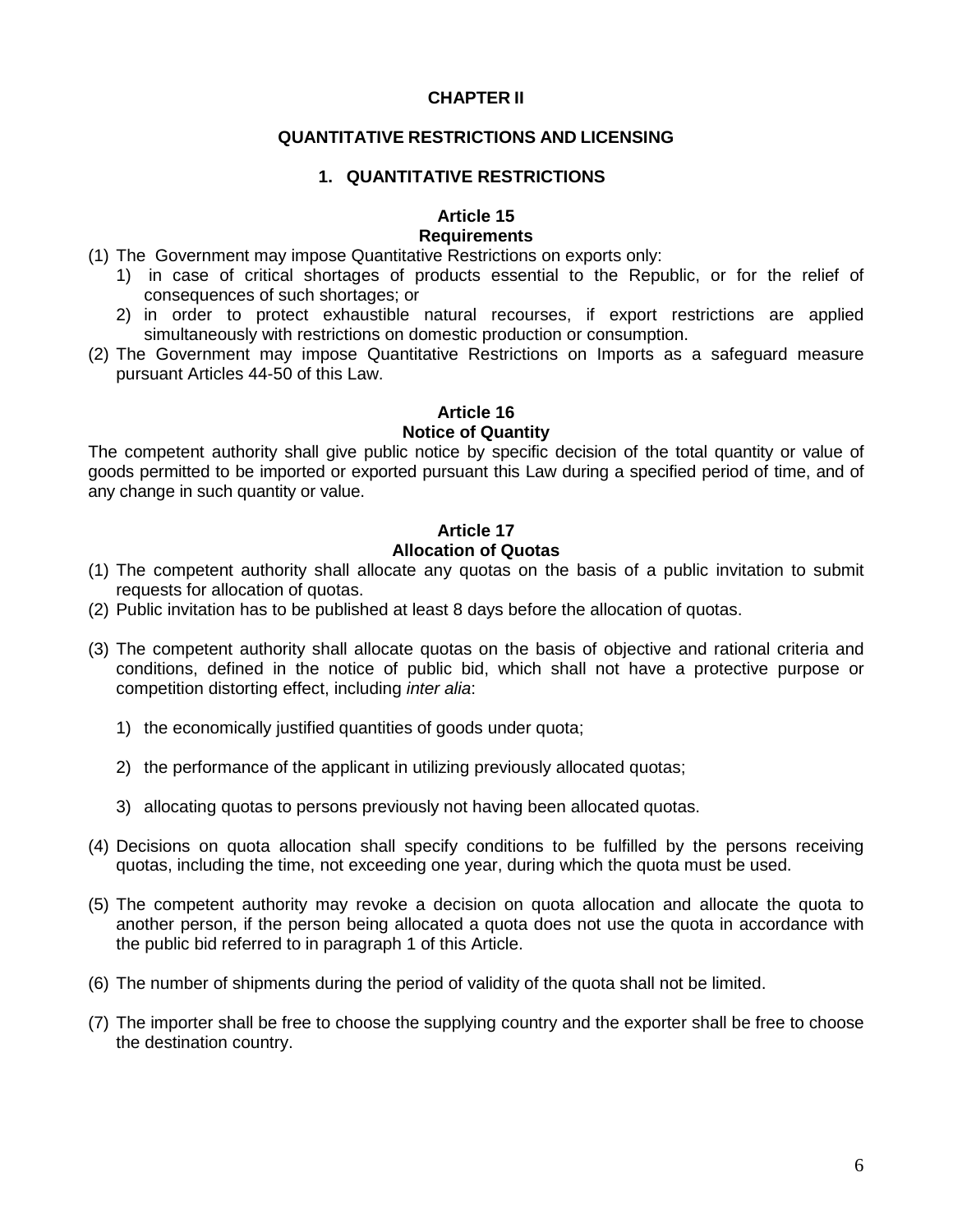# CHAPTER II

## QUANTITATIVE RESTRICTIONS AND LICENSING

### 1. QUANTITATIVE RESTRICTIONS

**Article 15**
**Requirements**

(1) The Government may impose Quantitative Restrictions on exports only:
   1) in case of critical shortages of products essential to the Republic, or for the relief of consequences of such shortages; or
   2) in order to protect exhaustible natural recourses, if export restrictions are applied simultaneously with restrictions on domestic production or consumption.

(2) The Government may impose Quantitative Restrictions on Imports as a safeguard measure pursuant Articles 44-50 of this Law.

**Article 16**
**Notice of Quantity**

The competent authority shall give public notice by specific decision of the total quantity or value of goods permitted to be imported or exported pursuant this Law during a specified period of time, and of any change in such quantity or value.

**Article 17**
**Allocation of Quotas**

(1) The competent authority shall allocate any quotas on the basis of a public invitation to submit requests for allocation of quotas.

(2) Public invitation has to be published at least 8 days before the allocation of quotas.

(3) The competent authority shall allocate quotas on the basis of objective and rational criteria and conditions, defined in the notice of public bid, which shall not have a protective purpose or competition distorting effect, including *inter alia*:

   1) the economically justified quantities of goods under quota;

   2) the performance of the applicant in utilizing previously allocated quotas;

   3) allocating quotas to persons previously not having been allocated quotas.

(4) Decisions on quota allocation shall specify conditions to be fulfilled by the persons receiving quotas, including the time, not exceeding one year, during which the quota must be used.

(5) The competent authority may revoke a decision on quota allocation and allocate the quota to another person, if the person being allocated a quota does not use the quota in accordance with the public bid referred to in paragraph 1 of this Article.

(6) The number of shipments during the period of validity of the quota shall not be limited.

(7) The importer shall be free to choose the supplying country and the exporter shall be free to choose the destination country.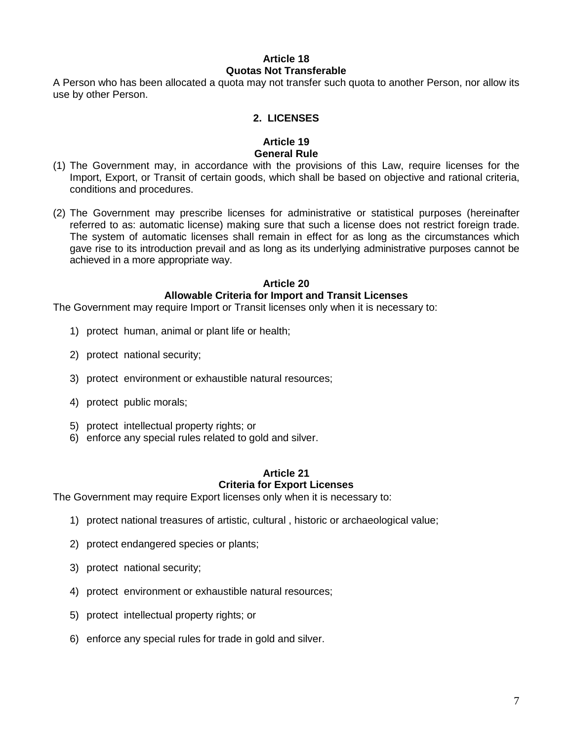### Article 18
### Quotas Not Transferable

A Person who has been allocated a quota may not transfer such quota to another Person, nor allow its use by other Person.

## 2. LICENSES

### Article 19
### General Rule

(1) The Government may, in accordance with the provisions of this Law, require licenses for the Import, Export, or Transit of certain goods, which shall be based on objective and rational criteria, conditions and procedures.

(2) The Government may prescribe licenses for administrative or statistical purposes (hereinafter referred to as: automatic license) making sure that such a license does not restrict foreign trade. The system of automatic licenses shall remain in effect for as long as the circumstances which gave rise to its introduction prevail and as long as its underlying administrative purposes cannot be achieved in a more appropriate way.

### Article 20
### Allowable Criteria for Import and Transit Licenses

The Government may require Import or Transit licenses only when it is necessary to:

1) protect human, animal or plant life or health;
2) protect national security;
3) protect environment or exhaustible natural resources;
4) protect public morals;
5) protect intellectual property rights; or
6) enforce any special rules related to gold and silver.

### Article 21
### Criteria for Export Licenses

The Government may require Export licenses only when it is necessary to:

1) protect national treasures of artistic, cultural , historic or archaeological value;
2) protect endangered species or plants;
3) protect national security;
4) protect environment or exhaustible natural resources;
5) protect intellectual property rights; or
6) enforce any special rules for trade in gold and silver.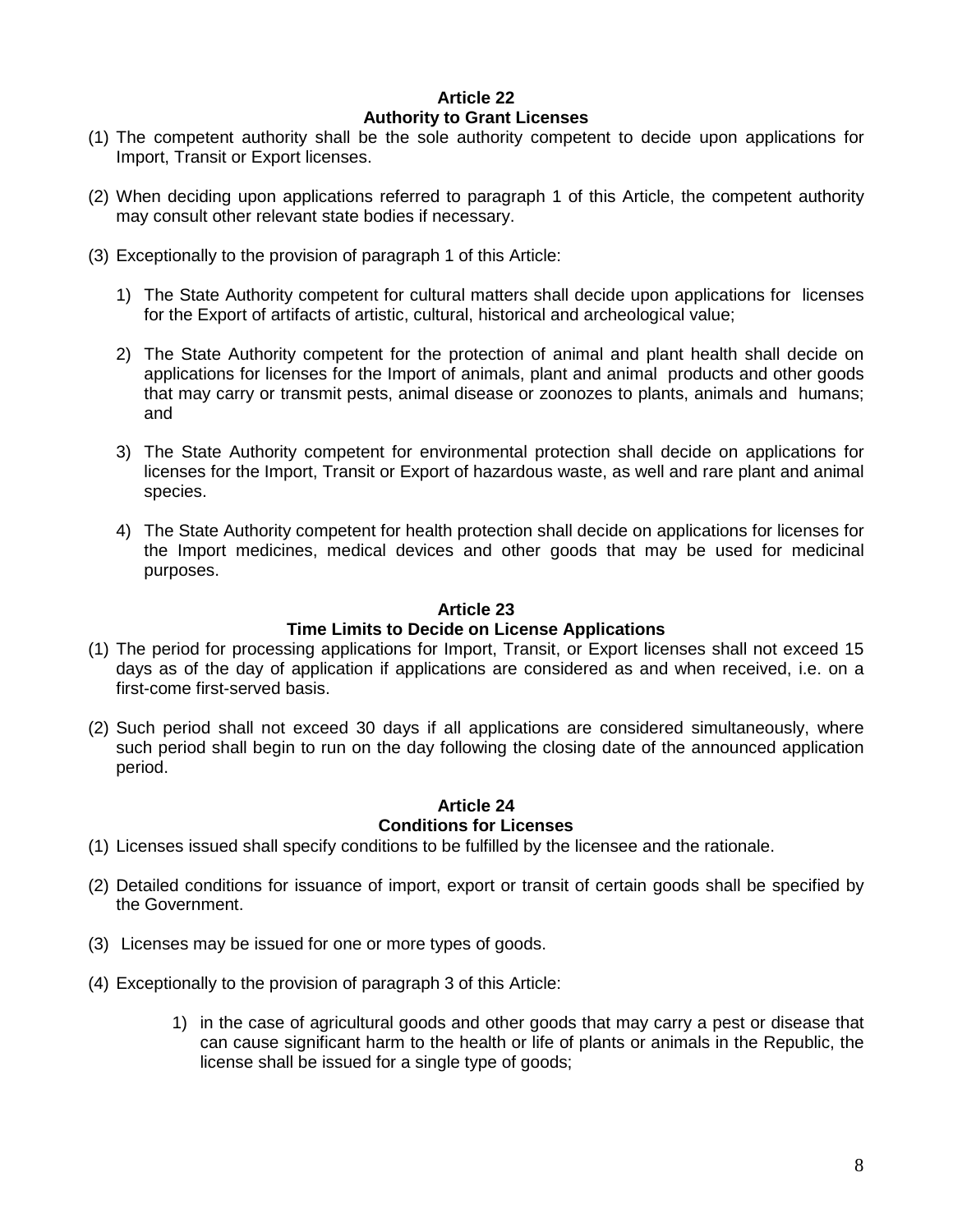## Article 22
## Authority to Grant Licenses

(1) The competent authority shall be the sole authority competent to decide upon applications for Import, Transit or Export licenses.

(2) When deciding upon applications referred to paragraph 1 of this Article, the competent authority may consult other relevant state bodies if necessary.

(3) Exceptionally to the provision of paragraph 1 of this Article:

1) The State Authority competent for cultural matters shall decide upon applications for licenses for the Export of artifacts of artistic, cultural, historical and archeological value;

2) The State Authority competent for the protection of animal and plant health shall decide on applications for licenses for the Import of animals, plant and animal products and other goods that may carry or transmit pests, animal disease or zoonozes to plants, animals and humans; and

3) The State Authority competent for environmental protection shall decide on applications for licenses for the Import, Transit or Export of hazardous waste, as well and rare plant and animal species.

4) The State Authority competent for health protection shall decide on applications for licenses for the Import medicines, medical devices and other goods that may be used for medicinal purposes.

## Article 23
## Time Limits to Decide on License Applications

(1) The period for processing applications for Import, Transit, or Export licenses shall not exceed 15 days as of the day of application if applications are considered as and when received, i.e. on a first-come first-served basis.

(2) Such period shall not exceed 30 days if all applications are considered simultaneously, where such period shall begin to run on the day following the closing date of the announced application period.

## Article 24
## Conditions for Licenses

(1) Licenses issued shall specify conditions to be fulfilled by the licensee and the rationale.

(2) Detailed conditions for issuance of import, export or transit of certain goods shall be specified by the Government.

(3) Licenses may be issued for one or more types of goods.

(4) Exceptionally to the provision of paragraph 3 of this Article:

1) in the case of agricultural goods and other goods that may carry a pest or disease that can cause significant harm to the health or life of plants or animals in the Republic, the license shall be issued for a single type of goods;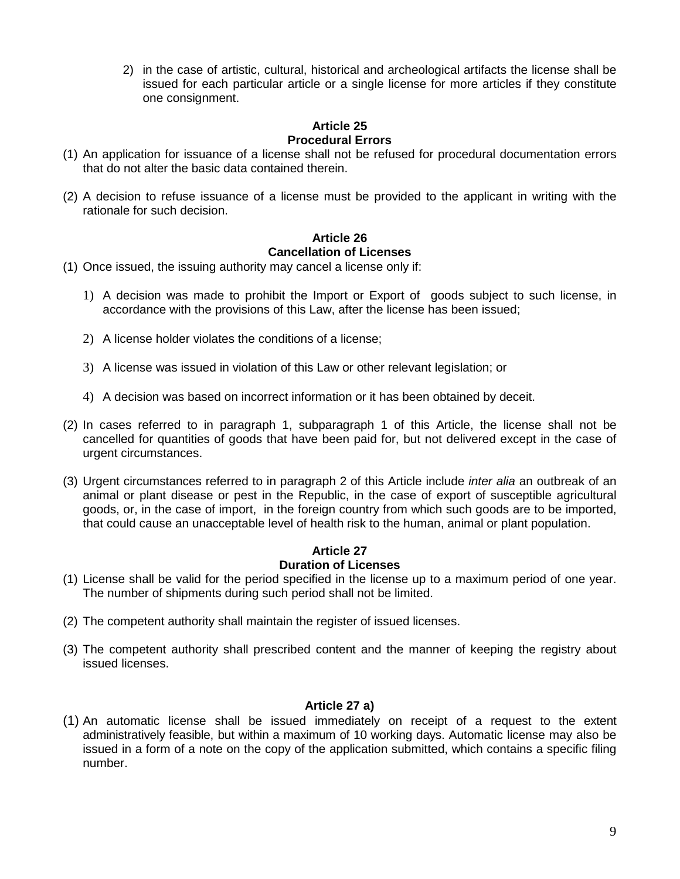2) in the case of artistic, cultural, historical and archeological artifacts the license shall be issued for each particular article or a single license for more articles if they constitute one consignment.

### Article 25
### Procedural Errors

(1) An application for issuance of a license shall not be refused for procedural documentation errors that do not alter the basic data contained therein.

(2) A decision to refuse issuance of a license must be provided to the applicant in writing with the rationale for such decision.

### Article 26
### Cancellation of Licenses

(1) Once issued, the issuing authority may cancel a license only if:

1) A decision was made to prohibit the Import or Export of goods subject to such license, in accordance with the provisions of this Law, after the license has been issued;

2) A license holder violates the conditions of a license;

3) A license was issued in violation of this Law or other relevant legislation; or

4) A decision was based on incorrect information or it has been obtained by deceit.

(2) In cases referred to in paragraph 1, subparagraph 1 of this Article, the license shall not be cancelled for quantities of goods that have been paid for, but not delivered except in the case of urgent circumstances.

(3) Urgent circumstances referred to in paragraph 2 of this Article include *inter alia* an outbreak of an animal or plant disease or pest in the Republic, in the case of export of susceptible agricultural goods, or, in the case of import, in the foreign country from which such goods are to be imported, that could cause an unacceptable level of health risk to the human, animal or plant population.

### Article 27
### Duration of Licenses

(1) License shall be valid for the period specified in the license up to a maximum period of one year. The number of shipments during such period shall not be limited.

(2) The competent authority shall maintain the register of issued licenses.

(3) The competent authority shall prescribed content and the manner of keeping the registry about issued licenses.

### Article 27 a)

(1) An automatic license shall be issued immediately on receipt of a request to the extent administratively feasible, but within a maximum of 10 working days. Automatic license may also be issued in a form of a note on the copy of the application submitted, which contains a specific filing number.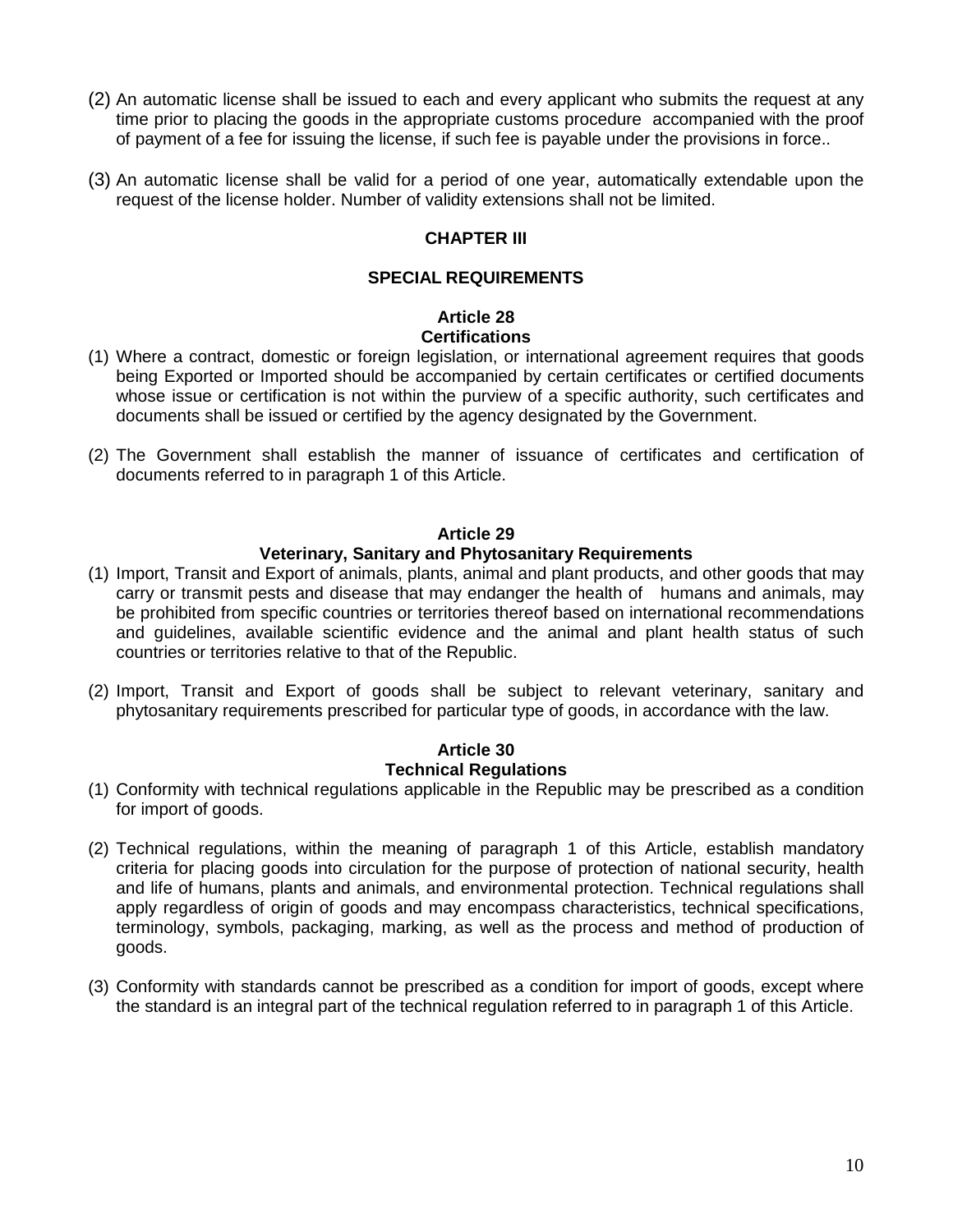(2) An automatic license shall be issued to each and every applicant who submits the request at any time prior to placing the goods in the appropriate customs procedure accompanied with the proof of payment of a fee for issuing the license, if such fee is payable under the provisions in force..

(3) An automatic license shall be valid for a period of one year, automatically extendable upon the request of the license holder. Number of validity extensions shall not be limited.

## CHAPTER III

## SPECIAL REQUIREMENTS

### Article 28
### Certifications

(1) Where a contract, domestic or foreign legislation, or international agreement requires that goods being Exported or Imported should be accompanied by certain certificates or certified documents whose issue or certification is not within the purview of a specific authority, such certificates and documents shall be issued or certified by the agency designated by the Government.

(2) The Government shall establish the manner of issuance of certificates and certification of documents referred to in paragraph 1 of this Article.

### Article 29
### Veterinary, Sanitary and Phytosanitary Requirements

(1) Import, Transit and Export of animals, plants, animal and plant products, and other goods that may carry or transmit pests and disease that may endanger the health of humans and animals, may be prohibited from specific countries or territories thereof based on international recommendations and guidelines, available scientific evidence and the animal and plant health status of such countries or territories relative to that of the Republic.

(2) Import, Transit and Export of goods shall be subject to relevant veterinary, sanitary and phytosanitary requirements prescribed for particular type of goods, in accordance with the law.

### Article 30
### Technical Regulations

(1) Conformity with technical regulations applicable in the Republic may be prescribed as a condition for import of goods.

(2) Technical regulations, within the meaning of paragraph 1 of this Article, establish mandatory criteria for placing goods into circulation for the purpose of protection of national security, health and life of humans, plants and animals, and environmental protection. Technical regulations shall apply regardless of origin of goods and may encompass characteristics, technical specifications, terminology, symbols, packaging, marking, as well as the process and method of production of goods.

(3) Conformity with standards cannot be prescribed as a condition for import of goods, except where the standard is an integral part of the technical regulation referred to in paragraph 1 of this Article.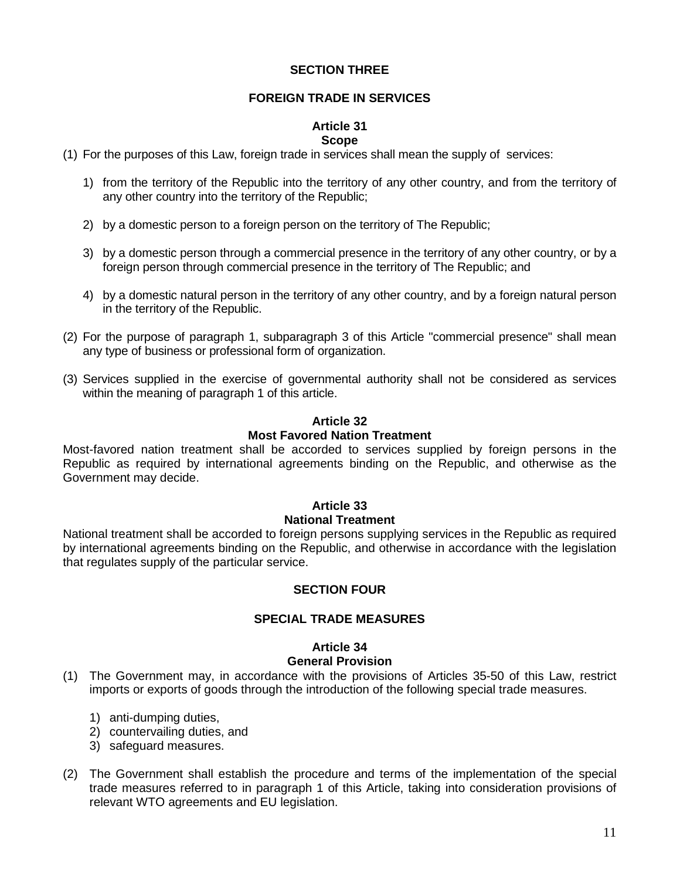## SECTION THREE

## FOREIGN TRADE IN SERVICES

### Article 31
### Scope

(1) For the purposes of this Law, foreign trade in services shall mean the supply of services:

1) from the territory of the Republic into the territory of any other country, and from the territory of any other country into the territory of the Republic;

2) by a domestic person to a foreign person on the territory of The Republic;

3) by a domestic person through a commercial presence in the territory of any other country, or by a foreign person through commercial presence in the territory of The Republic; and

4) by a domestic natural person in the territory of any other country, and by a foreign natural person in the territory of the Republic.

(2) For the purpose of paragraph 1, subparagraph 3 of this Article "commercial presence" shall mean any type of business or professional form of organization.

(3) Services supplied in the exercise of governmental authority shall not be considered as services within the meaning of paragraph 1 of this article.

### Article 32
### Most Favored Nation Treatment

Most-favored nation treatment shall be accorded to services supplied by foreign persons in the Republic as required by international agreements binding on the Republic, and otherwise as the Government may decide.

### Article 33
### National Treatment

National treatment shall be accorded to foreign persons supplying services in the Republic as required by international agreements binding on the Republic, and otherwise in accordance with the legislation that regulates supply of the particular service.

## SECTION FOUR

## SPECIAL TRADE MEASURES

### Article 34
### General Provision

(1) The Government may, in accordance with the provisions of Articles 35-50 of this Law, restrict imports or exports of goods through the introduction of the following special trade measures.

1) anti-dumping duties,
2) countervailing duties, and
3) safeguard measures.

(2) The Government shall establish the procedure and terms of the implementation of the special trade measures referred to in paragraph 1 of this Article, taking into consideration provisions of relevant WTO agreements and EU legislation.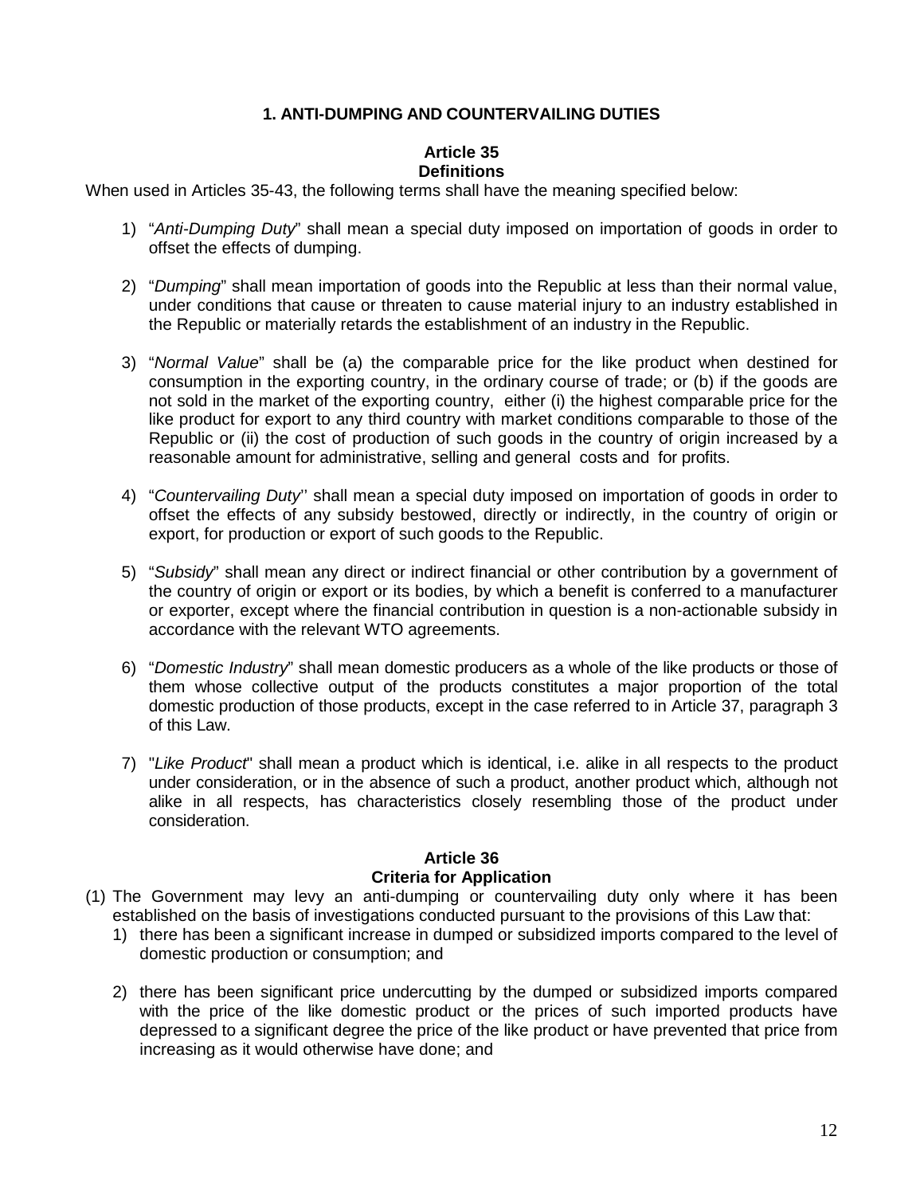## 1. ANTI-DUMPING AND COUNTERVAILING DUTIES

### Article 35
### Definitions

When used in Articles 35-43, the following terms shall have the meaning specified below:

1) "*Anti-Dumping Duty*" shall mean a special duty imposed on importation of goods in order to offset the effects of dumping.

2) "*Dumping*" shall mean importation of goods into the Republic at less than their normal value, under conditions that cause or threaten to cause material injury to an industry established in the Republic or materially retards the establishment of an industry in the Republic.

3) "*Normal Value*" shall be (a) the comparable price for the like product when destined for consumption in the exporting country, in the ordinary course of trade; or (b) if the goods are not sold in the market of the exporting country, either (i) the highest comparable price for the like product for export to any third country with market conditions comparable to those of the Republic or (ii) the cost of production of such goods in the country of origin increased by a reasonable amount for administrative, selling and general costs and for profits.

4) "*Countervailing Duty*" shall mean a special duty imposed on importation of goods in order to offset the effects of any subsidy bestowed, directly or indirectly, in the country of origin or export, for production or export of such goods to the Republic.

5) "*Subsidy*" shall mean any direct or indirect financial or other contribution by a government of the country of origin or export or its bodies, by which a benefit is conferred to a manufacturer or exporter, except where the financial contribution in question is a non-actionable subsidy in accordance with the relevant WTO agreements.

6) "*Domestic Industry*" shall mean domestic producers as a whole of the like products or those of them whose collective output of the products constitutes a major proportion of the total domestic production of those products, except in the case referred to in Article 37, paragraph 3 of this Law.

7) "*Like Product*" shall mean a product which is identical, i.e. alike in all respects to the product under consideration, or in the absence of such a product, another product which, although not alike in all respects, has characteristics closely resembling those of the product under consideration.

### Article 36
### Criteria for Application

(1) The Government may levy an anti-dumping or countervailing duty only where it has been established on the basis of investigations conducted pursuant to the provisions of this Law that:

1) there has been a significant increase in dumped or subsidized imports compared to the level of domestic production or consumption; and

2) there has been significant price undercutting by the dumped or subsidized imports compared with the price of the like domestic product or the prices of such imported products have depressed to a significant degree the price of the like product or have prevented that price from increasing as it would otherwise have done; and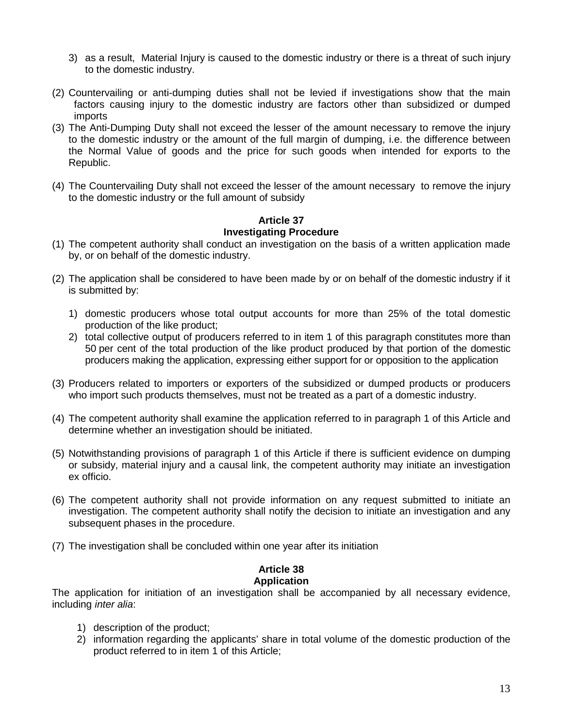3) as a result, Material Injury is caused to the domestic industry or there is a threat of such injury to the domestic industry.

(2) Countervailing or anti-dumping duties shall not be levied if investigations show that the main factors causing injury to the domestic industry are factors other than subsidized or dumped imports

(3) The Anti-Dumping Duty shall not exceed the lesser of the amount necessary to remove the injury to the domestic industry or the amount of the full margin of dumping, i.e. the difference between the Normal Value of goods and the price for such goods when intended for exports to the Republic.

(4) The Countervailing Duty shall not exceed the lesser of the amount necessary to remove the injury to the domestic industry or the full amount of subsidy

**Article 37**
**Investigating Procedure**

(1) The competent authority shall conduct an investigation on the basis of a written application made by, or on behalf of the domestic industry.

(2) The application shall be considered to have been made by or on behalf of the domestic industry if it is submitted by:

1) domestic producers whose total output accounts for more than 25% of the total domestic production of the like product;
2) total collective output of producers referred to in item 1 of this paragraph constitutes more than 50 per cent of the total production of the like product produced by that portion of the domestic producers making the application, expressing either support for or opposition to the application

(3) Producers related to importers or exporters of the subsidized or dumped products or producers who import such products themselves, must not be treated as a part of a domestic industry.

(4) The competent authority shall examine the application referred to in paragraph 1 of this Article and determine whether an investigation should be initiated.

(5) Notwithstanding provisions of paragraph 1 of this Article if there is sufficient evidence on dumping or subsidy, material injury and a causal link, the competent authority may initiate an investigation ex officio.

(6) The competent authority shall not provide information on any request submitted to initiate an investigation. The competent authority shall notify the decision to initiate an investigation and any subsequent phases in the procedure.

(7) The investigation shall be concluded within one year after its initiation

**Article 38**
**Application**

The application for initiation of an investigation shall be accompanied by all necessary evidence, including *inter alia*:

1) description of the product;
2) information regarding the applicants' share in total volume of the domestic production of the product referred to in item 1 of this Article;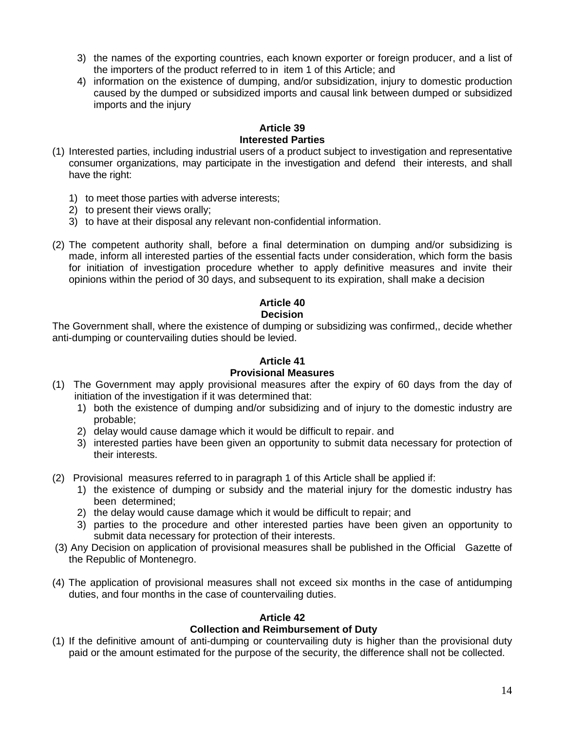3) the names of the exporting countries, each known exporter or foreign producer, and a list of the importers of the product referred to in item 1 of this Article; and
4) information on the existence of dumping, and/or subsidization, injury to domestic production caused by the dumped or subsidized imports and causal link between dumped or subsidized imports and the injury

**Article 39**
**Interested Parties**

(1) Interested parties, including industrial users of a product subject to investigation and representative consumer organizations, may participate in the investigation and defend their interests, and shall have the right:

1) to meet those parties with adverse interests;
2) to present their views orally;
3) to have at their disposal any relevant non-confidential information.

(2) The competent authority shall, before a final determination on dumping and/or subsidizing is made, inform all interested parties of the essential facts under consideration, which form the basis for initiation of investigation procedure whether to apply definitive measures and invite their opinions within the period of 30 days, and subsequent to its expiration, shall make a decision

**Article 40**
**Decision**

The Government shall, where the existence of dumping or subsidizing was confirmed,, decide whether anti-dumping or countervailing duties should be levied.

**Article 41**
**Provisional Measures**

(1) The Government may apply provisional measures after the expiry of 60 days from the day of initiation of the investigation if it was determined that:
1) both the existence of dumping and/or subsidizing and of injury to the domestic industry are probable;
2) delay would cause damage which it would be difficult to repair. and
3) interested parties have been given an opportunity to submit data necessary for protection of their interests.

(2) Provisional measures referred to in paragraph 1 of this Article shall be applied if:
1) the existence of dumping or subsidy and the material injury for the domestic industry has been determined;
2) the delay would cause damage which it would be difficult to repair; and
3) parties to the procedure and other interested parties have been given an opportunity to submit data necessary for protection of their interests.

(3) Any Decision on application of provisional measures shall be published in the Official Gazette of the Republic of Montenegro.

(4) The application of provisional measures shall not exceed six months in the case of antidumping duties, and four months in the case of countervailing duties.

**Article 42**
**Collection and Reimbursement of Duty**

(1) If the definitive amount of anti-dumping or countervailing duty is higher than the provisional duty paid or the amount estimated for the purpose of the security, the difference shall not be collected.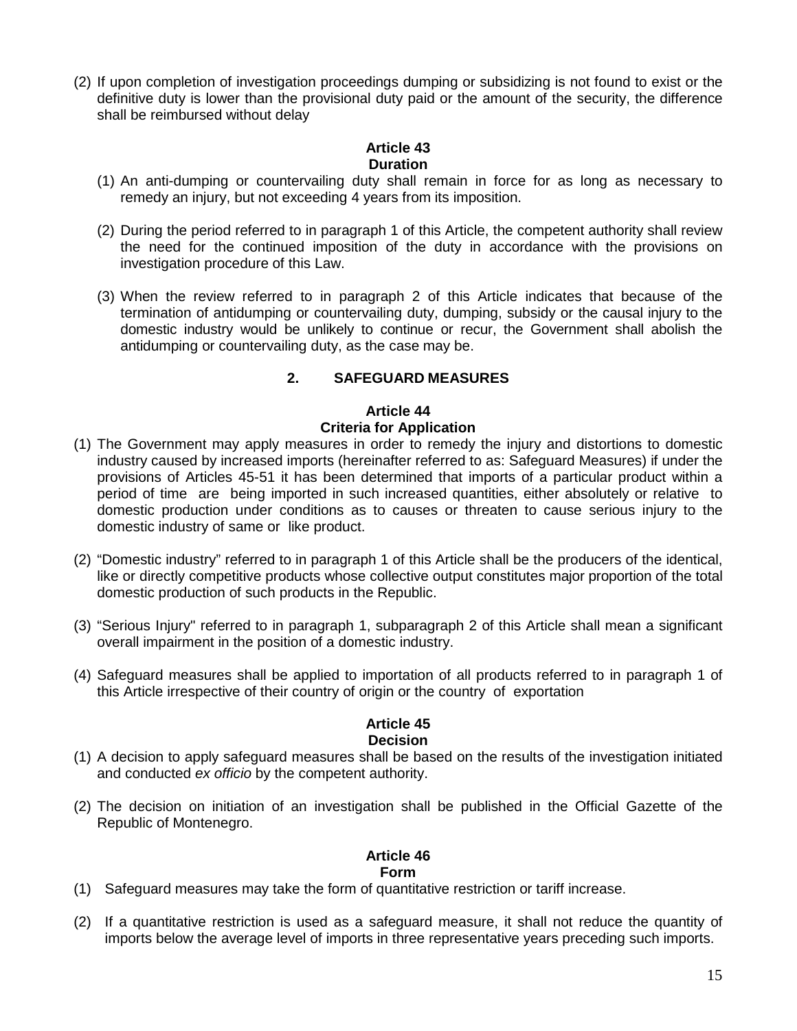(2) If upon completion of investigation proceedings dumping or subsidizing is not found to exist or the definitive duty is lower than the provisional duty paid or the amount of the security, the difference shall be reimbursed without delay

**Article 43**
**Duration**

(1) An anti-dumping or countervailing duty shall remain in force for as long as necessary to remedy an injury, but not exceeding 4 years from its imposition.

(2) During the period referred to in paragraph 1 of this Article, the competent authority shall review the need for the continued imposition of the duty in accordance with the provisions on investigation procedure of this Law.

(3) When the review referred to in paragraph 2 of this Article indicates that because of the termination of antidumping or countervailing duty, dumping, subsidy or the causal injury to the domestic industry would be unlikely to continue or recur, the Government shall abolish the antidumping or countervailing duty, as the case may be.

## 2. SAFEGUARD MEASURES

**Article 44**
**Criteria for Application**

(1) The Government may apply measures in order to remedy the injury and distortions to domestic industry caused by increased imports (hereinafter referred to as: Safeguard Measures) if under the provisions of Articles 45-51 it has been determined that imports of a particular product within a period of time are being imported in such increased quantities, either absolutely or relative to domestic production under conditions as to causes or threaten to cause serious injury to the domestic industry of same or like product.

(2) "Domestic industry" referred to in paragraph 1 of this Article shall be the producers of the identical, like or directly competitive products whose collective output constitutes major proportion of the total domestic production of such products in the Republic.

(3) "Serious Injury" referred to in paragraph 1, subparagraph 2 of this Article shall mean a significant overall impairment in the position of a domestic industry.

(4) Safeguard measures shall be applied to importation of all products referred to in paragraph 1 of this Article irrespective of their country of origin or the country of exportation

**Article 45**
**Decision**

(1) A decision to apply safeguard measures shall be based on the results of the investigation initiated and conducted *ex officio* by the competent authority.

(2) The decision on initiation of an investigation shall be published in the Official Gazette of the Republic of Montenegro.

**Article 46**
**Form**

(1) Safeguard measures may take the form of quantitative restriction or tariff increase.

(2) If a quantitative restriction is used as a safeguard measure, it shall not reduce the quantity of imports below the average level of imports in three representative years preceding such imports.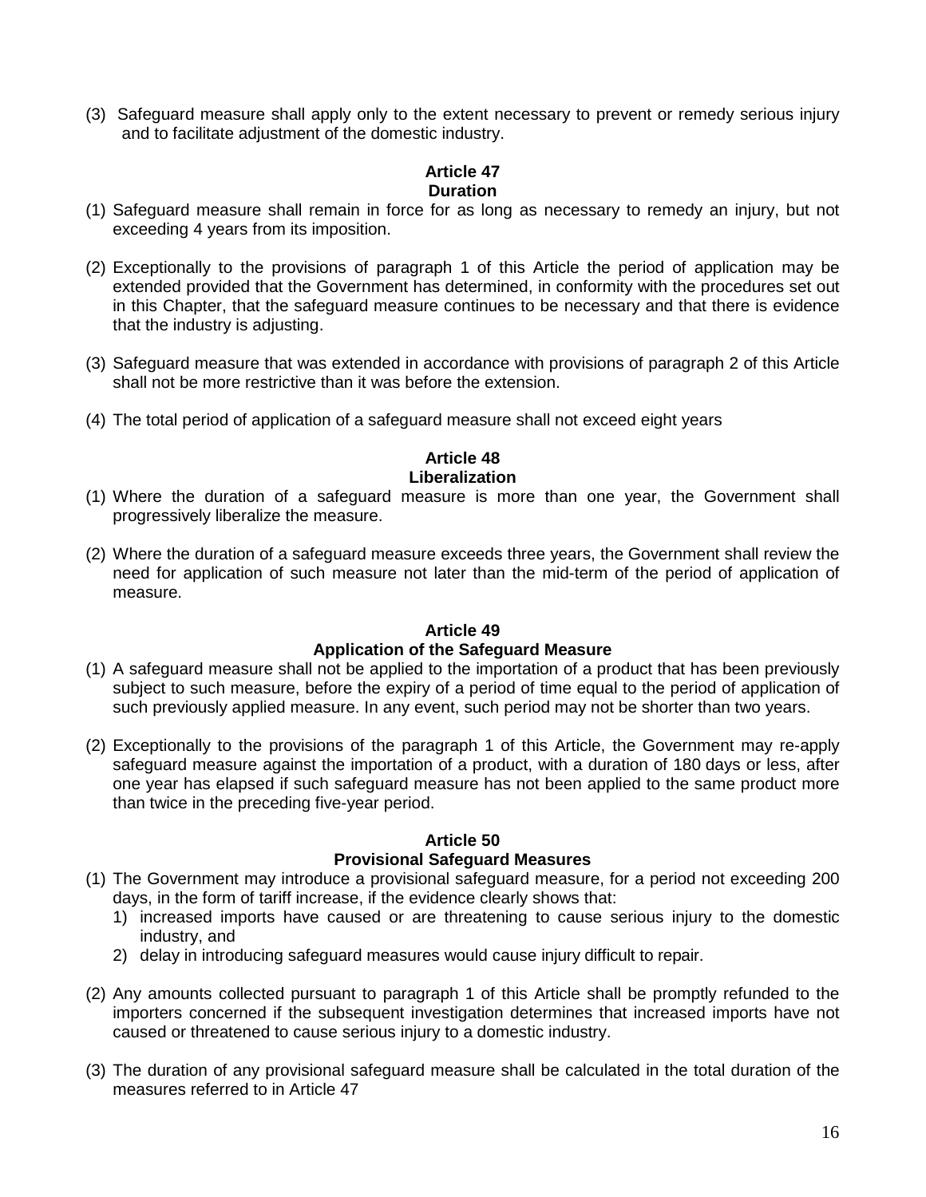(3) Safeguard measure shall apply only to the extent necessary to prevent or remedy serious injury and to facilitate adjustment of the domestic industry.

### Article 47
### Duration

(1) Safeguard measure shall remain in force for as long as necessary to remedy an injury, but not exceeding 4 years from its imposition.

(2) Exceptionally to the provisions of paragraph 1 of this Article the period of application may be extended provided that the Government has determined, in conformity with the procedures set out in this Chapter, that the safeguard measure continues to be necessary and that there is evidence that the industry is adjusting.

(3) Safeguard measure that was extended in accordance with provisions of paragraph 2 of this Article shall not be more restrictive than it was before the extension.

(4) The total period of application of a safeguard measure shall not exceed eight years

### Article 48
### Liberalization

(1) Where the duration of a safeguard measure is more than one year, the Government shall progressively liberalize the measure.

(2) Where the duration of a safeguard measure exceeds three years, the Government shall review the need for application of such measure not later than the mid-term of the period of application of measure.

### Article 49
### Application of the Safeguard Measure

(1) A safeguard measure shall not be applied to the importation of a product that has been previously subject to such measure, before the expiry of a period of time equal to the period of application of such previously applied measure. In any event, such period may not be shorter than two years.

(2) Exceptionally to the provisions of the paragraph 1 of this Article, the Government may re-apply safeguard measure against the importation of a product, with a duration of 180 days or less, after one year has elapsed if such safeguard measure has not been applied to the same product more than twice in the preceding five-year period.

### Article 50
### Provisional Safeguard Measures

(1) The Government may introduce a provisional safeguard measure, for a period not exceeding 200 days, in the form of tariff increase, if the evidence clearly shows that:
   1) increased imports have caused or are threatening to cause serious injury to the domestic industry, and
   2) delay in introducing safeguard measures would cause injury difficult to repair.

(2) Any amounts collected pursuant to paragraph 1 of this Article shall be promptly refunded to the importers concerned if the subsequent investigation determines that increased imports have not caused or threatened to cause serious injury to a domestic industry.

(3) The duration of any provisional safeguard measure shall be calculated in the total duration of the measures referred to in Article 47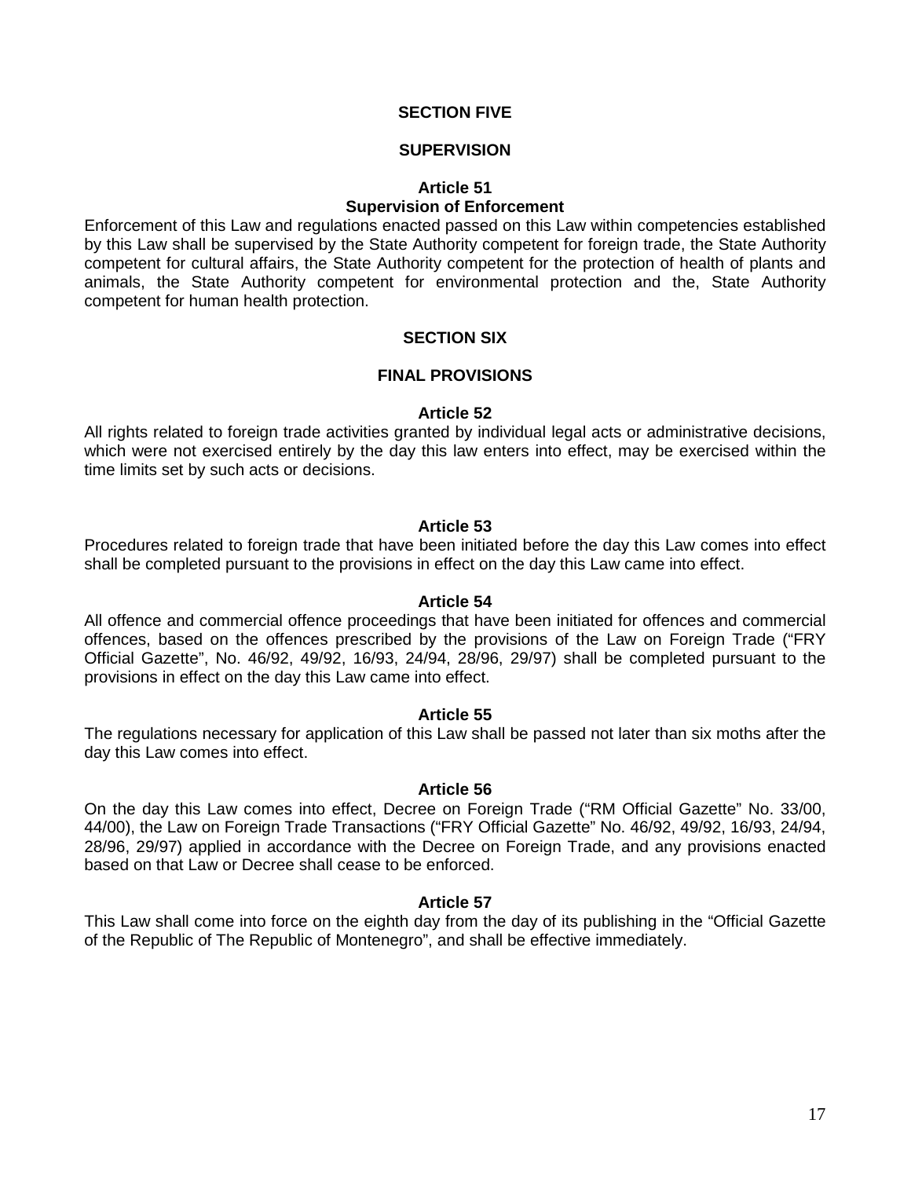## SECTION FIVE

## SUPERVISION

### Article 51
### Supervision of Enforcement

Enforcement of this Law and regulations enacted passed on this Law within competencies established by this Law shall be supervised by the State Authority competent for foreign trade, the State Authority competent for cultural affairs, the State Authority competent for the protection of health of plants and animals, the State Authority competent for environmental protection and the, State Authority competent for human health protection.

## SECTION SIX

## FINAL PROVISIONS

### Article 52

All rights related to foreign trade activities granted by individual legal acts or administrative decisions, which were not exercised entirely by the day this law enters into effect, may be exercised within the time limits set by such acts or decisions.

### Article 53

Procedures related to foreign trade that have been initiated before the day this Law comes into effect shall be completed pursuant to the provisions in effect on the day this Law came into effect.

### Article 54

All offence and commercial offence proceedings that have been initiated for offences and commercial offences, based on the offences prescribed by the provisions of the Law on Foreign Trade ("FRY Official Gazette", No. 46/92, 49/92, 16/93, 24/94, 28/96, 29/97) shall be completed pursuant to the provisions in effect on the day this Law came into effect.

### Article 55

The regulations necessary for application of this Law shall be passed not later than six moths after the day this Law comes into effect.

### Article 56

On the day this Law comes into effect, Decree on Foreign Trade ("RM Official Gazette" No. 33/00, 44/00), the Law on Foreign Trade Transactions ("FRY Official Gazette" No. 46/92, 49/92, 16/93, 24/94, 28/96, 29/97) applied in accordance with the Decree on Foreign Trade, and any provisions enacted based on that Law or Decree shall cease to be enforced.

### Article 57

This Law shall come into force on the eighth day from the day of its publishing in the "Official Gazette of the Republic of The Republic of Montenegro", and shall be effective immediately.